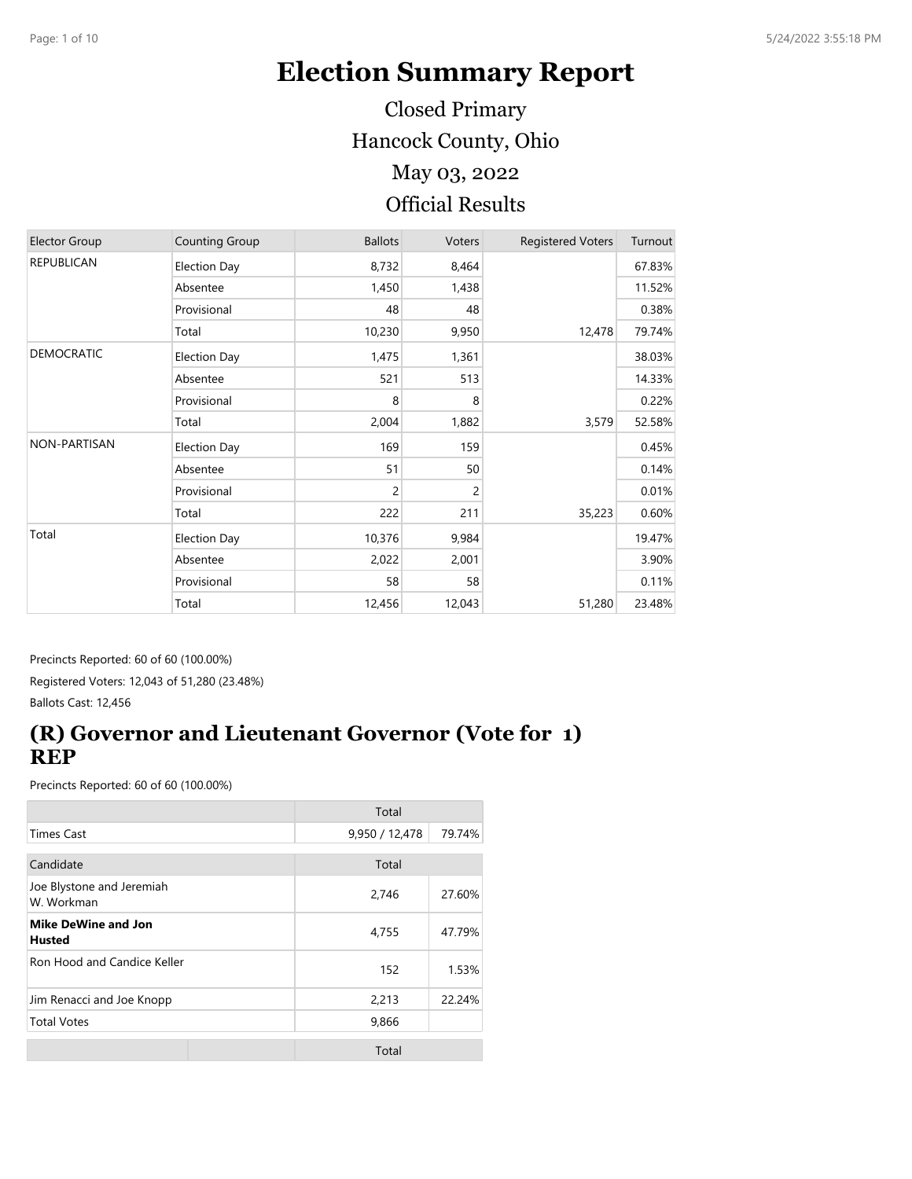# Election Summary Report

Closed Primary

Hancock County, Ohio

May 03, 2022

Official Results

| Elector Group | Counting Group | Ballots | Voters | Registered Voters | Turnout |
|---|---|---|---|---|---|
| REPUBLICAN | Election Day | 8,732 | 8,464 | | 67.83% |
| | Absentee | 1,450 | 1,438 | | 11.52% |
| | Provisional | 48 | 48 | | 0.38% |
| | Total | 10,230 | 9,950 | 12,478 | 79.74% |
| DEMOCRATIC | Election Day | 1,475 | 1,361 | | 38.03% |
| | Absentee | 521 | 513 | | 14.33% |
| | Provisional | 8 | 8 | | 0.22% |
| | Total | 2,004 | 1,882 | 3,579 | 52.58% |
| NON-PARTISAN | Election Day | 169 | 159 | | 0.45% |
| | Absentee | 51 | 50 | | 0.14% |
| | Provisional | 2 | 2 | | 0.01% |
| | Total | 222 | 211 | 35,223 | 0.60% |
| Total | Election Day | 10,376 | 9,984 | | 19.47% |
| | Absentee | 2,022 | 2,001 | | 3.90% |
| | Provisional | 58 | 58 | | 0.11% |
| | Total | 12,456 | 12,043 | 51,280 | 23.48% |

Precincts Reported: 60 of 60 (100.00%)

Registered Voters: 12,043 of 51,280 (23.48%)

Ballots Cast: 12,456

## (R) Governor and Lieutenant Governor (Vote for 1) REP

Precincts Reported: 60 of 60 (100.00%)

| | Total | |
|---|---|---|
| Times Cast | 9,950 / 12,478 | 79.74% |

| Candidate | Total | |
|---|---|---|
| Joe Blystone and Jeremiah W. Workman | 2,746 | 27.60% |
| **Mike DeWine and Jon Husted** | 4,755 | 47.79% |
| Ron Hood and Candice Keller | 152 | 1.53% |
| Jim Renacci and Joe Knopp | 2,213 | 22.24% |
| Total Votes | 9,866 | |

| | | Total |
|---|---|---|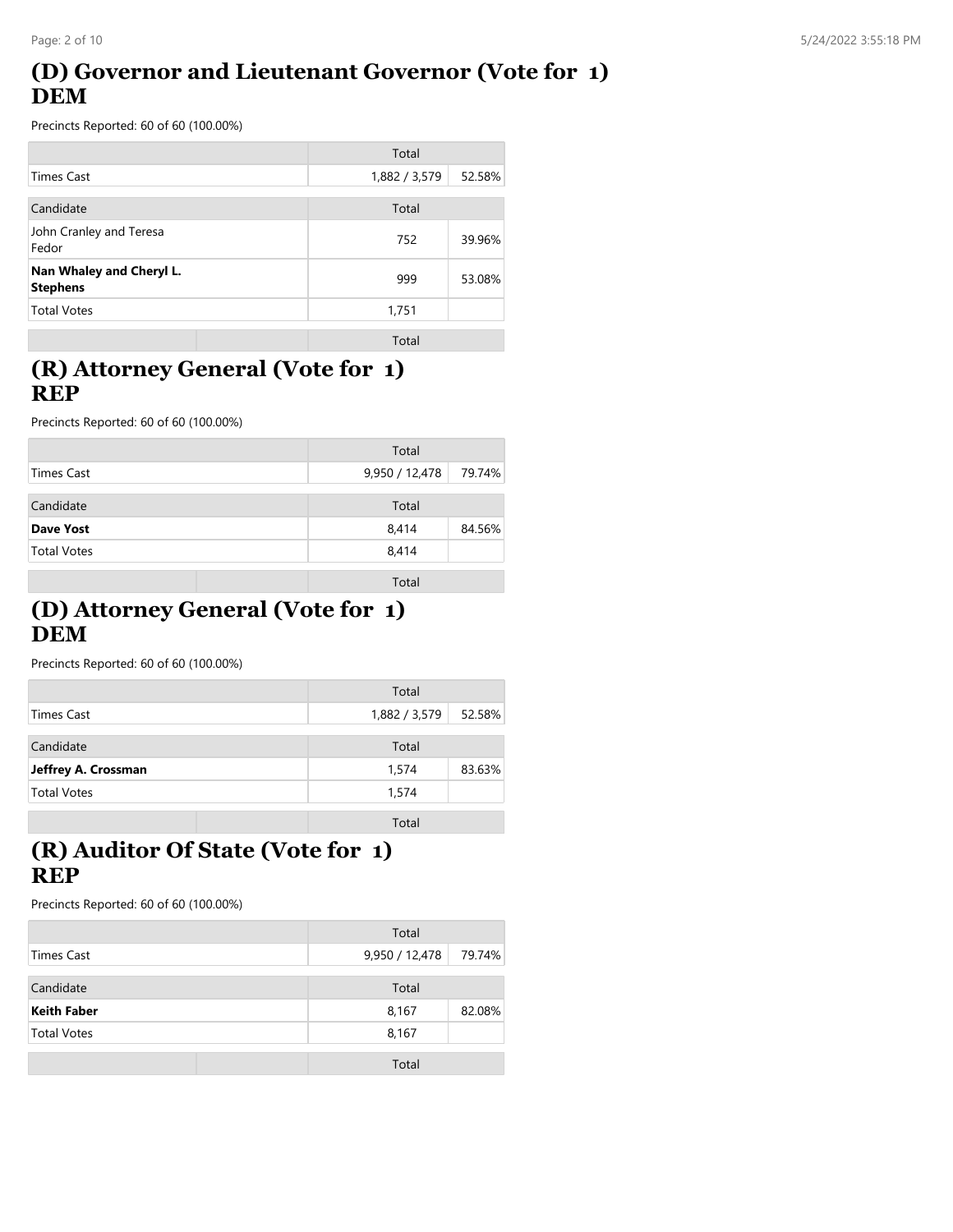## (D) Governor and Lieutenant Governor (Vote for 1) DEM

Precincts Reported: 60 of 60 (100.00%)

| | Total | |
|---|---|---|
| Times Cast | 1,882 / 3,579 | 52.58% |

| Candidate | Total | |
|---|---|---|
| John Cranley and Teresa Fedor | 752 | 39.96% |
| **Nan Whaley and Cheryl L. Stephens** | 999 | 53.08% |
| Total Votes | 1,751 | |

| | | Total |
|---|---|---|

## (R) Attorney General (Vote for 1) REP

Precincts Reported: 60 of 60 (100.00%)

| | Total | |
|---|---|---|
| Times Cast | 9,950 / 12,478 | 79.74% |

| Candidate | Total | |
|---|---|---|
| **Dave Yost** | 8,414 | 84.56% |
| Total Votes | 8,414 | |

| | | Total |
|---|---|---|

## (D) Attorney General (Vote for 1) DEM

Precincts Reported: 60 of 60 (100.00%)

| | Total | |
|---|---|---|
| Times Cast | 1,882 / 3,579 | 52.58% |

| Candidate | Total | |
|---|---|---|
| **Jeffrey A. Crossman** | 1,574 | 83.63% |
| Total Votes | 1,574 | |

| | | Total |
|---|---|---|

## (R) Auditor Of State (Vote for 1) REP

Precincts Reported: 60 of 60 (100.00%)

| | Total | |
|---|---|---|
| Times Cast | 9,950 / 12,478 | 79.74% |

| Candidate | Total | |
|---|---|---|
| **Keith Faber** | 8,167 | 82.08% |
| Total Votes | 8,167 | |

| | | Total |
|---|---|---|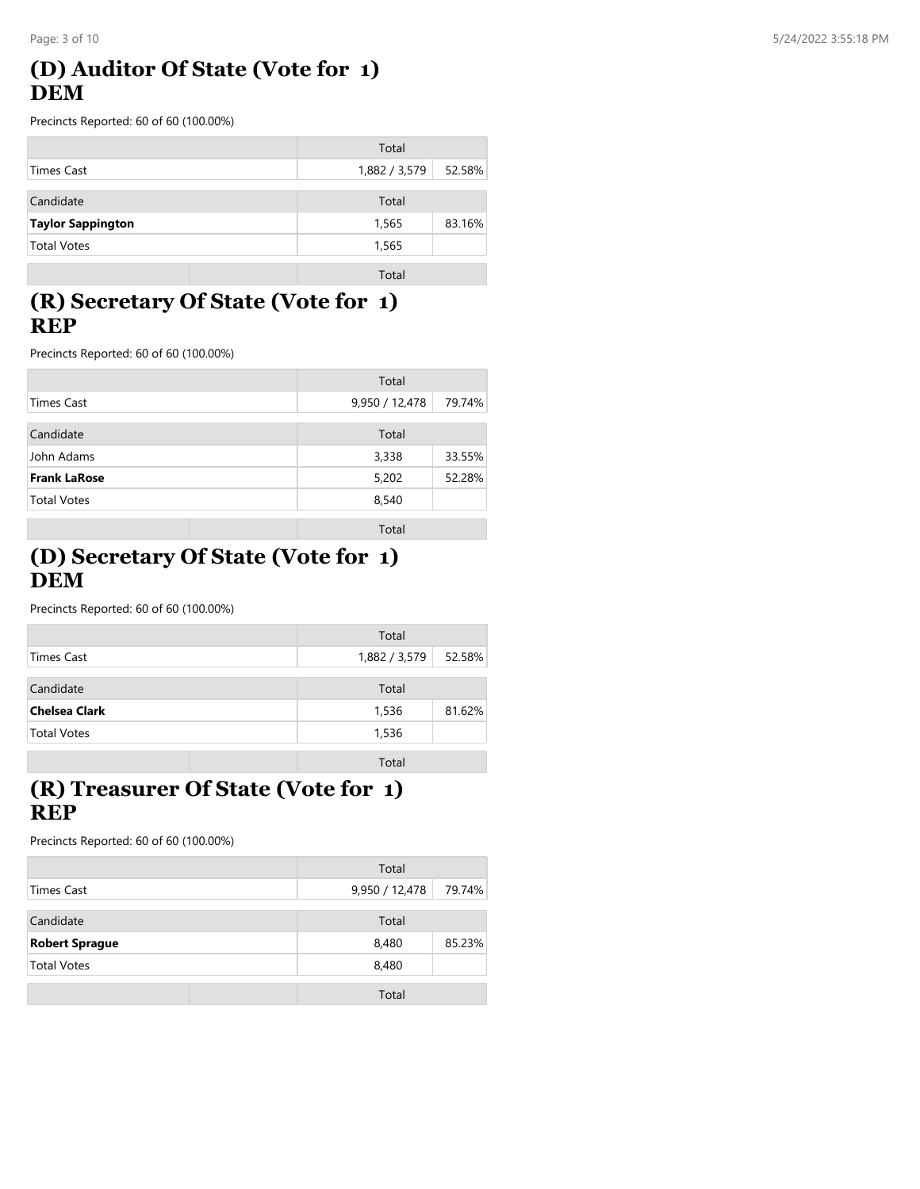# (D) Auditor Of State (Vote for 1) DEM

Precincts Reported: 60 of 60 (100.00%)

| | Total | |
|---|---|---|
| Times Cast | 1,882 / 3,579 | 52.58% |
| **Candidate** | **Total** | |
| **Taylor Sappington** | 1,565 | 83.16% |
| Total Votes | 1,565 | |

# (R) Secretary Of State (Vote for 1) REP

Precincts Reported: 60 of 60 (100.00%)

| | Total | |
|---|---|---|
| Times Cast | 9,950 / 12,478 | 79.74% |
| **Candidate** | **Total** | |
| John Adams | 3,338 | 33.55% |
| **Frank LaRose** | 5,202 | 52.28% |
| Total Votes | 8,540 | |

# (D) Secretary Of State (Vote for 1) DEM

Precincts Reported: 60 of 60 (100.00%)

| | Total | |
|---|---|---|
| Times Cast | 1,882 / 3,579 | 52.58% |
| **Candidate** | **Total** | |
| **Chelsea Clark** | 1,536 | 81.62% |
| Total Votes | 1,536 | |

# (R) Treasurer Of State (Vote for 1) REP

Precincts Reported: 60 of 60 (100.00%)

| | Total | |
|---|---|---|
| Times Cast | 9,950 / 12,478 | 79.74% |
| **Candidate** | **Total** | |
| **Robert Sprague** | 8,480 | 85.23% |
| Total Votes | 8,480 | |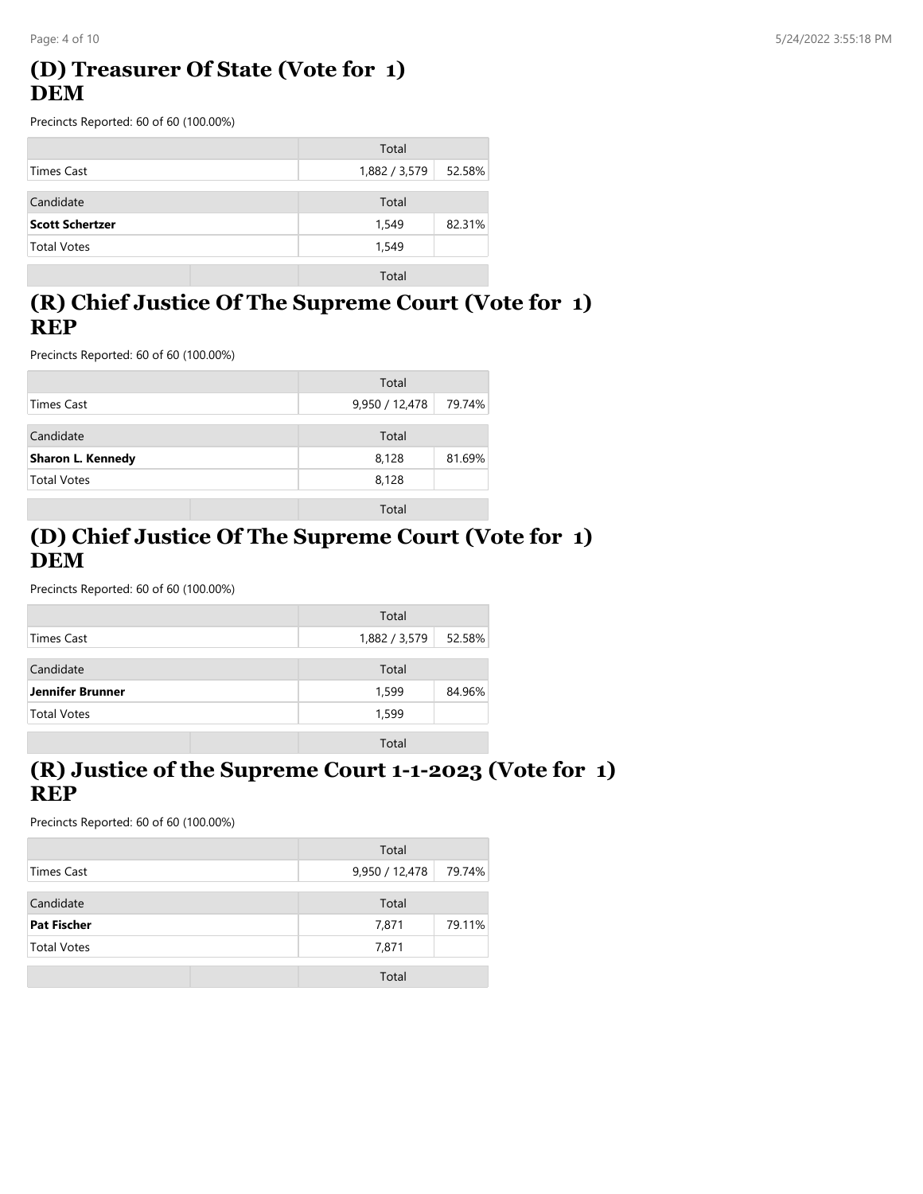## (D) Treasurer Of State (Vote for 1) DEM

Precincts Reported: 60 of 60 (100.00%)

| | Total | |
|---|---|---|
| Times Cast | 1,882 / 3,579 | 52.58% |
| **Candidate** | **Total** | |
| **Scott Schertzer** | 1,549 | 82.31% |
| Total Votes | 1,549 | |

## (R) Chief Justice Of The Supreme Court (Vote for 1) REP

Precincts Reported: 60 of 60 (100.00%)

| | Total | |
|---|---|---|
| Times Cast | 9,950 / 12,478 | 79.74% |
| **Candidate** | **Total** | |
| **Sharon L. Kennedy** | 8,128 | 81.69% |
| Total Votes | 8,128 | |

## (D) Chief Justice Of The Supreme Court (Vote for 1) DEM

Precincts Reported: 60 of 60 (100.00%)

| | Total | |
|---|---|---|
| Times Cast | 1,882 / 3,579 | 52.58% |
| **Candidate** | **Total** | |
| **Jennifer Brunner** | 1,599 | 84.96% |
| Total Votes | 1,599 | |

## (R) Justice of the Supreme Court 1-1-2023 (Vote for 1) REP

Precincts Reported: 60 of 60 (100.00%)

| | Total | |
|---|---|---|
| Times Cast | 9,950 / 12,478 | 79.74% |
| **Candidate** | **Total** | |
| **Pat Fischer** | 7,871 | 79.11% |
| Total Votes | 7,871 | |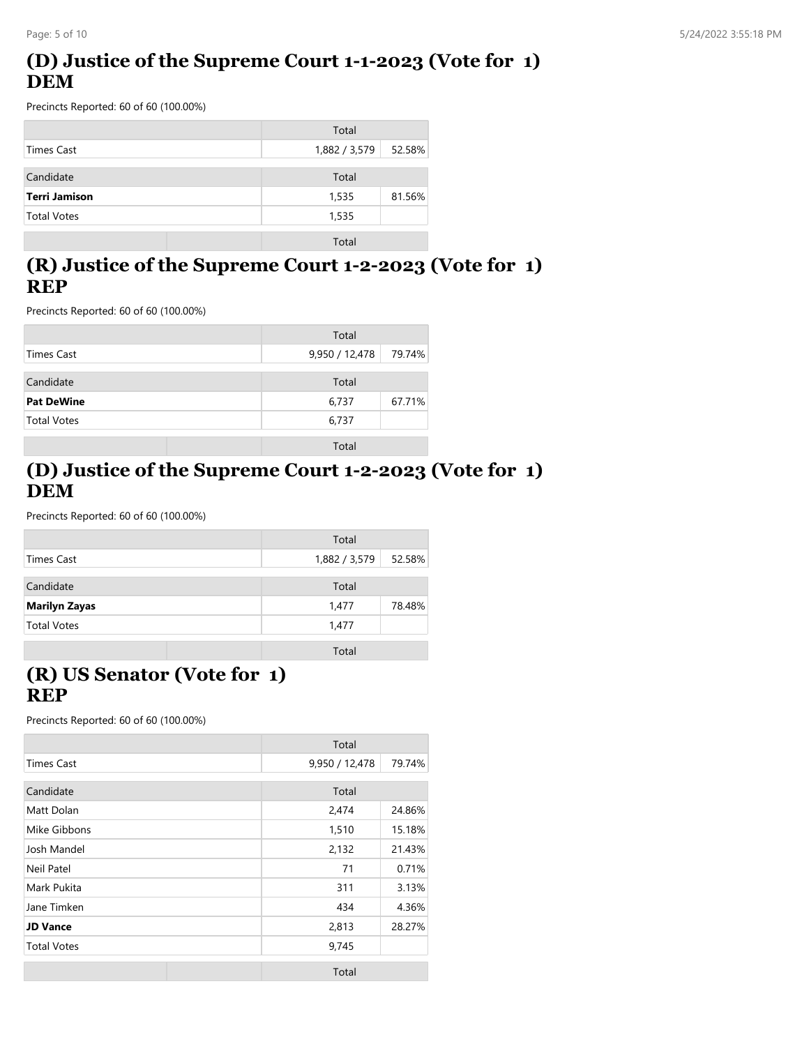## (D) Justice of the Supreme Court 1-1-2023 (Vote for 1) DEM

Precincts Reported: 60 of 60 (100.00%)

| | Total | |
|---|---|---|
| Times Cast | 1,882 / 3,579 | 52.58% |

| Candidate | Total | |
|---|---|---|
| **Terri Jamison** | 1,535 | 81.56% |
| Total Votes | 1,535 | |

## (R) Justice of the Supreme Court 1-2-2023 (Vote for 1) REP

Precincts Reported: 60 of 60 (100.00%)

| | Total | |
|---|---|---|
| Times Cast | 9,950 / 12,478 | 79.74% |

| Candidate | Total | |
|---|---|---|
| **Pat DeWine** | 6,737 | 67.71% |
| Total Votes | 6,737 | |

## (D) Justice of the Supreme Court 1-2-2023 (Vote for 1) DEM

Precincts Reported: 60 of 60 (100.00%)

| | Total | |
|---|---|---|
| Times Cast | 1,882 / 3,579 | 52.58% |

| Candidate | Total | |
|---|---|---|
| **Marilyn Zayas** | 1,477 | 78.48% |
| Total Votes | 1,477 | |

## (R) US Senator (Vote for 1) REP

Precincts Reported: 60 of 60 (100.00%)

| | Total | |
|---|---|---|
| Times Cast | 9,950 / 12,478 | 79.74% |

| Candidate | Total | |
|---|---|---|
| Matt Dolan | 2,474 | 24.86% |
| Mike Gibbons | 1,510 | 15.18% |
| Josh Mandel | 2,132 | 21.43% |
| Neil Patel | 71 | 0.71% |
| Mark Pukita | 311 | 3.13% |
| Jane Timken | 434 | 4.36% |
| **JD Vance** | 2,813 | 28.27% |
| Total Votes | 9,745 | |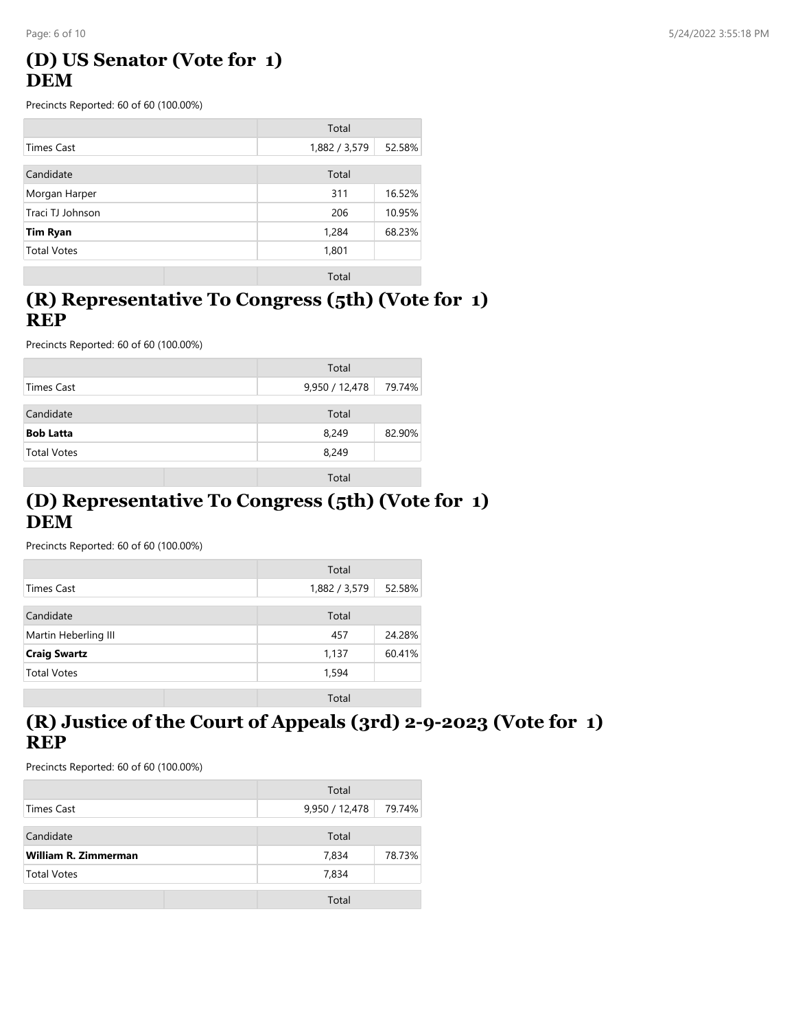## (D) US Senator (Vote for 1)
## DEM

Precincts Reported: 60 of 60 (100.00%)

| | Total | |
|---|---|---|
| Times Cast | 1,882 / 3,579 | 52.58% |

| Candidate | Total | |
|---|---|---|
| Morgan Harper | 311 | 16.52% |
| Traci TJ Johnson | 206 | 10.95% |
| **Tim Ryan** | 1,284 | 68.23% |
| Total Votes | 1,801 | |

## (R) Representative To Congress (5th) (Vote for 1)
## REP

Precincts Reported: 60 of 60 (100.00%)

| | Total | |
|---|---|---|
| Times Cast | 9,950 / 12,478 | 79.74% |

| Candidate | Total | |
|---|---|---|
| **Bob Latta** | 8,249 | 82.90% |
| Total Votes | 8,249 | |

## (D) Representative To Congress (5th) (Vote for 1)
## DEM

Precincts Reported: 60 of 60 (100.00%)

| | Total | |
|---|---|---|
| Times Cast | 1,882 / 3,579 | 52.58% |

| Candidate | Total | |
|---|---|---|
| Martin Heberling III | 457 | 24.28% |
| **Craig Swartz** | 1,137 | 60.41% |
| Total Votes | 1,594 | |

## (R) Justice of the Court of Appeals (3rd) 2-9-2023 (Vote for 1)
## REP

Precincts Reported: 60 of 60 (100.00%)

| | Total | |
|---|---|---|
| Times Cast | 9,950 / 12,478 | 79.74% |

| Candidate | Total | |
|---|---|---|
| **William R. Zimmerman** | 7,834 | 78.73% |
| Total Votes | 7,834 | |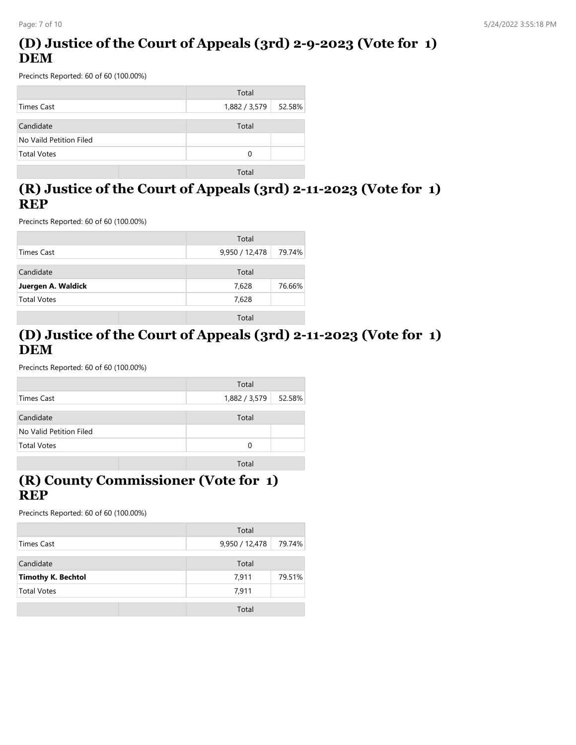## (D) Justice of the Court of Appeals (3rd) 2-9-2023 (Vote for 1) DEM

Precincts Reported: 60 of 60 (100.00%)

| | Total | |
|---|---|---|
| Times Cast | 1,882 / 3,579 | 52.58% |

| Candidate | Total | |
|---|---|---|
| No Vaild Petition Filed | | |
| Total Votes | 0 | |

| | | Total |
|---|---|---|

## (R) Justice of the Court of Appeals (3rd) 2-11-2023 (Vote for 1) REP

Precincts Reported: 60 of 60 (100.00%)

| | Total | |
|---|---|---|
| Times Cast | 9,950 / 12,478 | 79.74% |

| Candidate | Total | |
|---|---|---|
| **Juergen A. Waldick** | 7,628 | 76.66% |
| Total Votes | 7,628 | |

| | | Total |
|---|---|---|

## (D) Justice of the Court of Appeals (3rd) 2-11-2023 (Vote for 1) DEM

Precincts Reported: 60 of 60 (100.00%)

| | Total | |
|---|---|---|
| Times Cast | 1,882 / 3,579 | 52.58% |

| Candidate | Total | |
|---|---|---|
| No Valid Petition Filed | | |
| Total Votes | 0 | |

| | | Total |
|---|---|---|

## (R) County Commissioner (Vote for 1) REP

Precincts Reported: 60 of 60 (100.00%)

| | Total | |
|---|---|---|
| Times Cast | 9,950 / 12,478 | 79.74% |

| Candidate | Total | |
|---|---|---|
| **Timothy K. Bechtol** | 7,911 | 79.51% |
| Total Votes | 7,911 | |

| | | Total |
|---|---|---|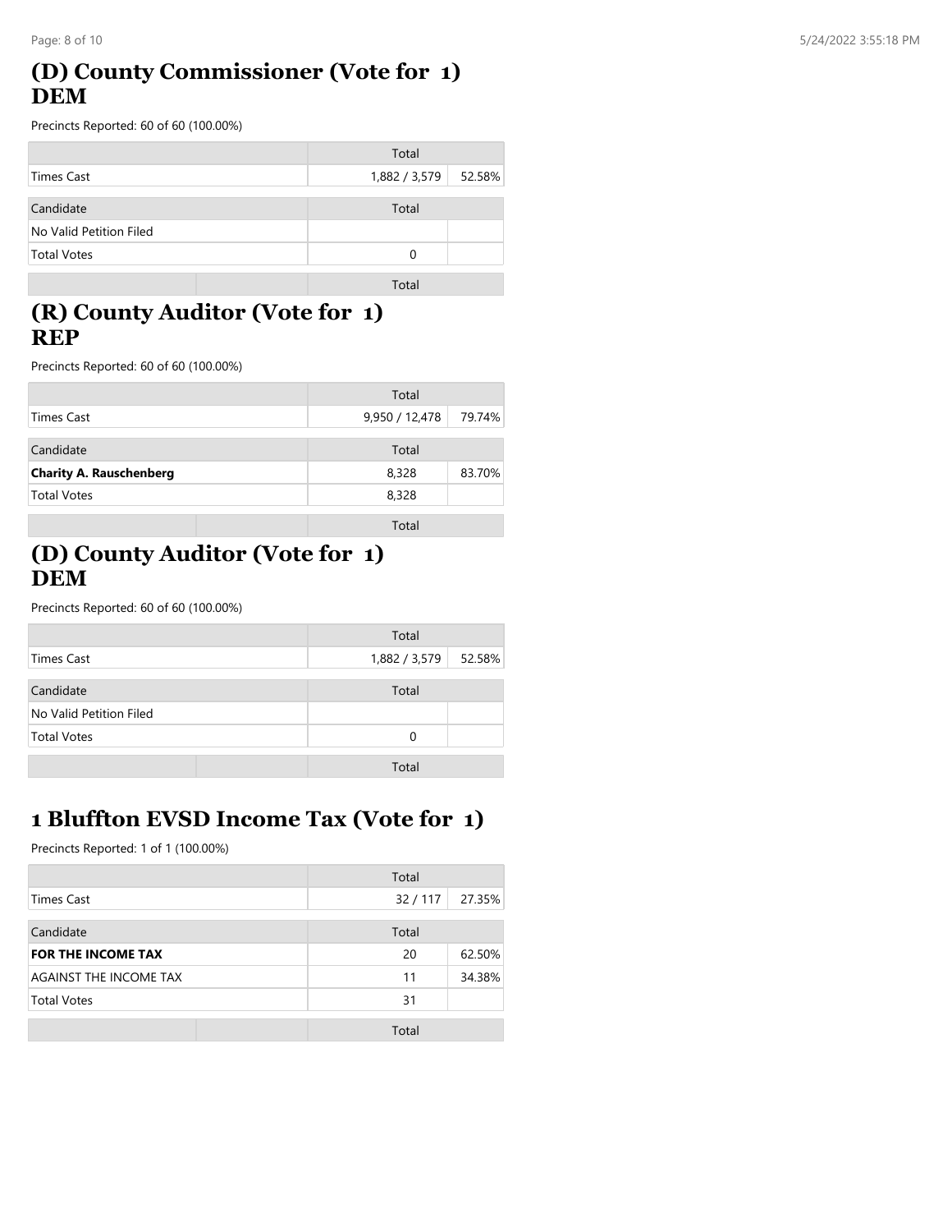## (D) County Commissioner (Vote for 1) DEM

Precincts Reported: 60 of 60 (100.00%)

| | Total | |
|---|---|---|
| Times Cast | 1,882 / 3,579 | 52.58% |

| Candidate | Total | |
|---|---|---|
| No Valid Petition Filed | | |
| Total Votes | 0 | |

## (R) County Auditor (Vote for 1) REP

Precincts Reported: 60 of 60 (100.00%)

| | Total | |
|---|---|---|
| Times Cast | 9,950 / 12,478 | 79.74% |

| Candidate | Total | |
|---|---|---|
| **Charity A. Rauschenberg** | 8,328 | 83.70% |
| Total Votes | 8,328 | |

## (D) County Auditor (Vote for 1) DEM

Precincts Reported: 60 of 60 (100.00%)

| | Total | |
|---|---|---|
| Times Cast | 1,882 / 3,579 | 52.58% |

| Candidate | Total | |
|---|---|---|
| No Valid Petition Filed | | |
| Total Votes | 0 | |

## 1 Bluffton EVSD Income Tax (Vote for 1)

Precincts Reported: 1 of 1 (100.00%)

| | Total | |
|---|---|---|
| Times Cast | 32 / 117 | 27.35% |

| Candidate | Total | |
|---|---|---|
| **FOR THE INCOME TAX** | 20 | 62.50% |
| AGAINST THE INCOME TAX | 11 | 34.38% |
| Total Votes | 31 | |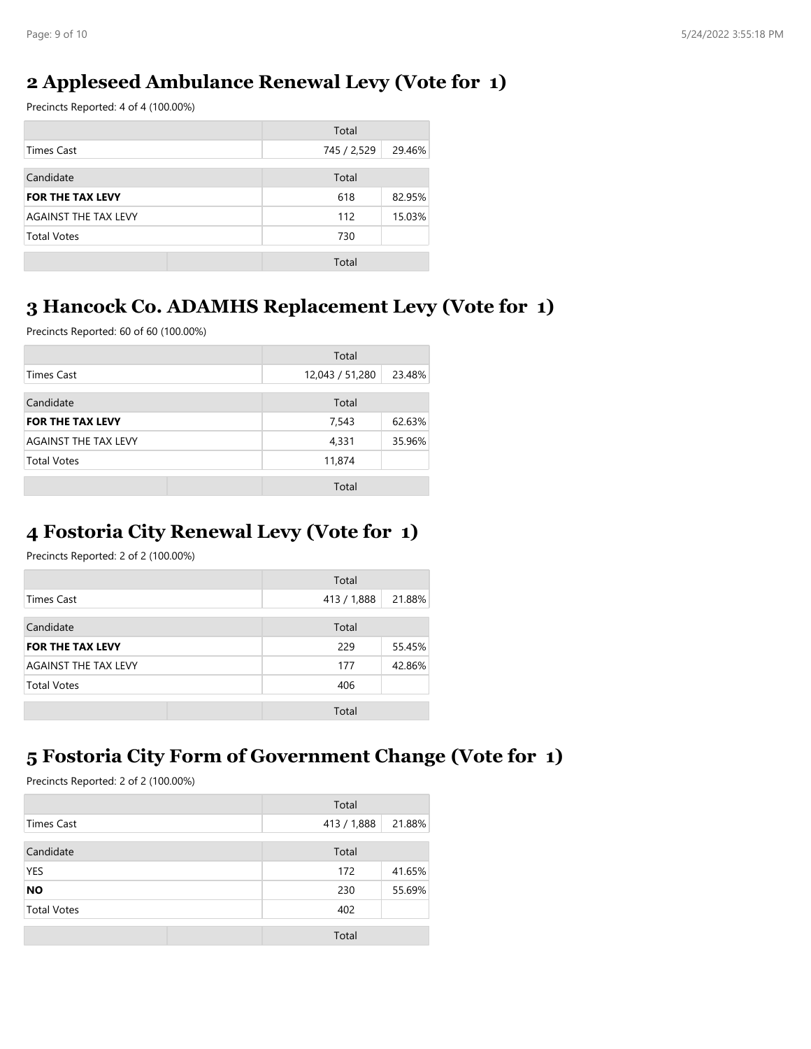## 2 Appleseed Ambulance Renewal Levy (Vote for 1)

Precincts Reported: 4 of 4 (100.00%)

| | Total | |
|---|---|---|
| Times Cast | 745 / 2,529 | 29.46% |
| **Candidate** | **Total** | |
| **FOR THE TAX LEVY** | 618 | 82.95% |
| AGAINST THE TAX LEVY | 112 | 15.03% |
| Total Votes | 730 | |

## 3 Hancock Co. ADAMHS Replacement Levy (Vote for 1)

Precincts Reported: 60 of 60 (100.00%)

| | Total | |
|---|---|---|
| Times Cast | 12,043 / 51,280 | 23.48% |
| **Candidate** | **Total** | |
| **FOR THE TAX LEVY** | 7,543 | 62.63% |
| AGAINST THE TAX LEVY | 4,331 | 35.96% |
| Total Votes | 11,874 | |

## 4 Fostoria City Renewal Levy (Vote for 1)

Precincts Reported: 2 of 2 (100.00%)

| | Total | |
|---|---|---|
| Times Cast | 413 / 1,888 | 21.88% |
| **Candidate** | **Total** | |
| **FOR THE TAX LEVY** | 229 | 55.45% |
| AGAINST THE TAX LEVY | 177 | 42.86% |
| Total Votes | 406 | |

## 5 Fostoria City Form of Government Change (Vote for 1)

Precincts Reported: 2 of 2 (100.00%)

| | Total | |
|---|---|---|
| Times Cast | 413 / 1,888 | 21.88% |
| **Candidate** | **Total** | |
| YES | 172 | 41.65% |
| **NO** | 230 | 55.69% |
| Total Votes | 402 | |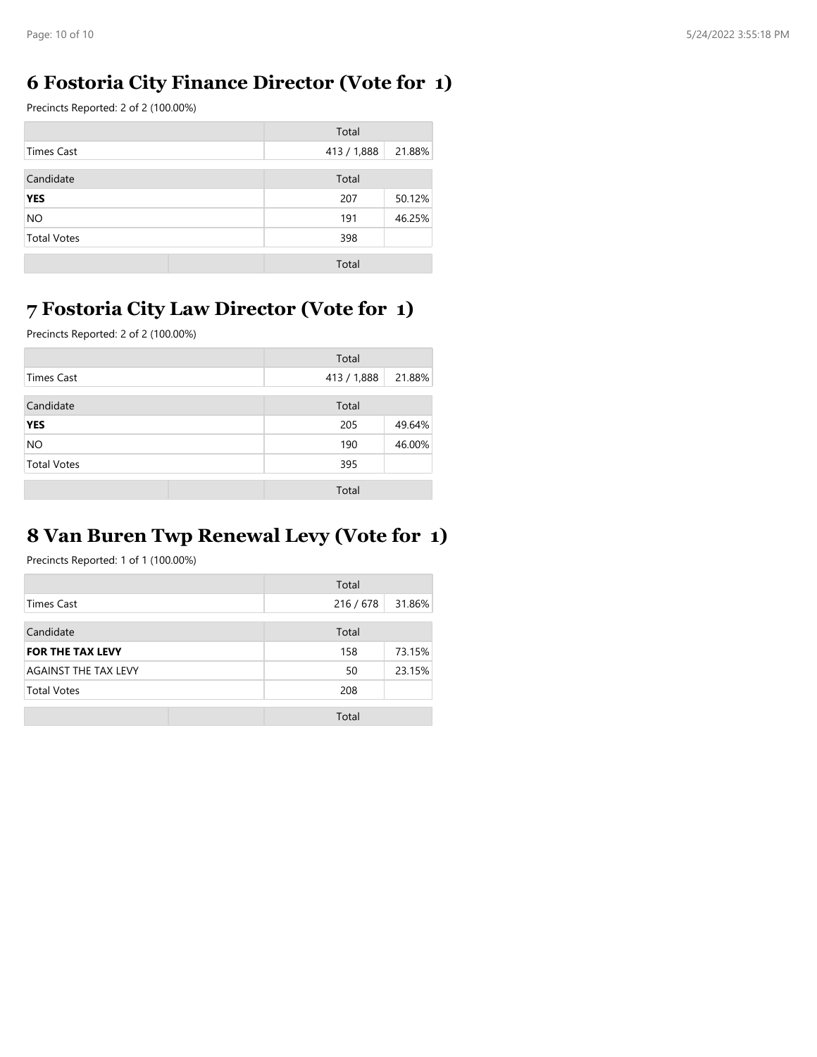## 6 Fostoria City Finance Director (Vote for 1)

Precincts Reported: 2 of 2 (100.00%)

| | Total | |
|---|---|---|
| Times Cast | 413 / 1,888 | 21.88% |
| **Candidate** | **Total** | |
| **YES** | 207 | 50.12% |
| NO | 191 | 46.25% |
| Total Votes | 398 | |

## 7 Fostoria City Law Director (Vote for 1)

Precincts Reported: 2 of 2 (100.00%)

| | Total | |
|---|---|---|
| Times Cast | 413 / 1,888 | 21.88% |
| **Candidate** | **Total** | |
| **YES** | 205 | 49.64% |
| NO | 190 | 46.00% |
| Total Votes | 395 | |

## 8 Van Buren Twp Renewal Levy (Vote for 1)

Precincts Reported: 1 of 1 (100.00%)

| | Total | |
|---|---|---|
| Times Cast | 216 / 678 | 31.86% |
| **Candidate** | **Total** | |
| **FOR THE TAX LEVY** | 158 | 73.15% |
| AGAINST THE TAX LEVY | 50 | 23.15% |
| Total Votes | 208 | |